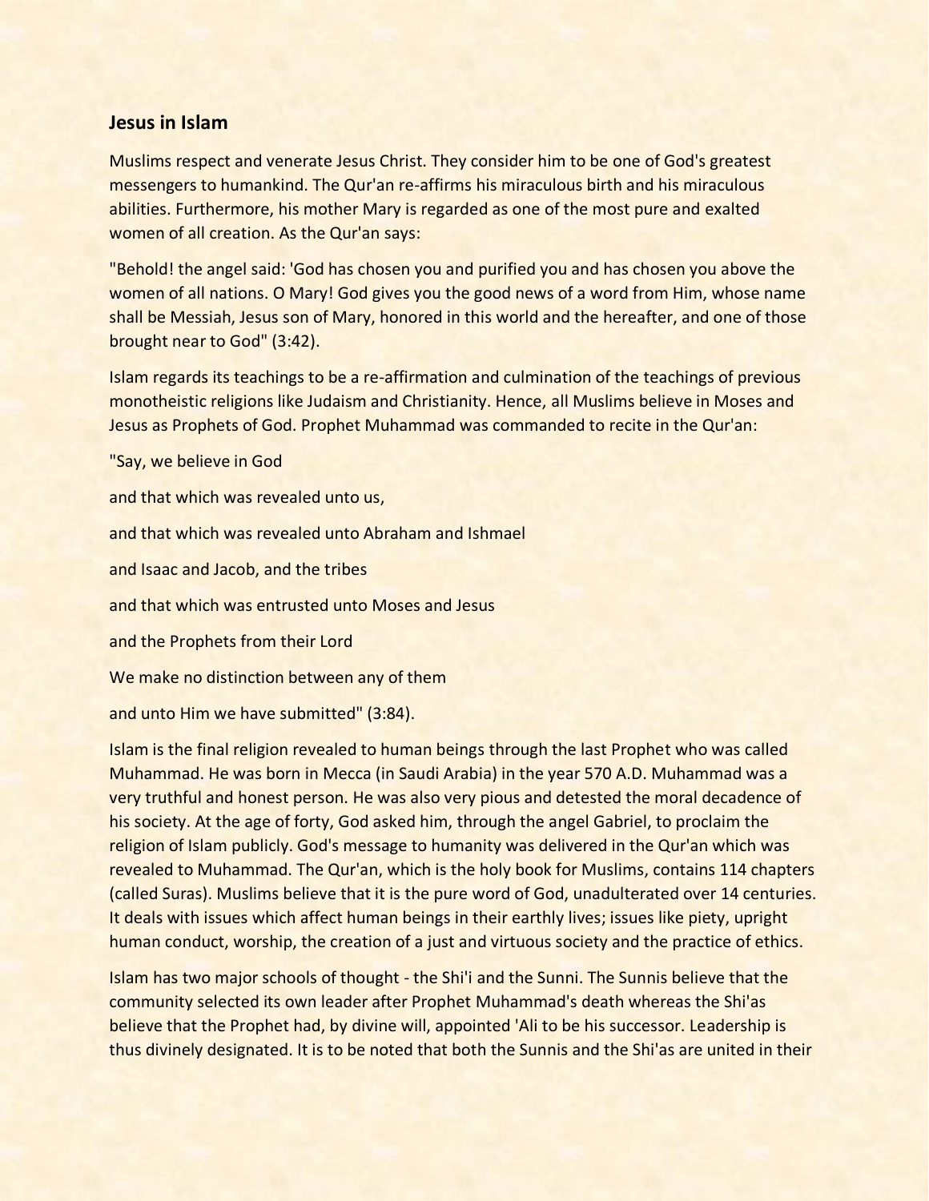## Jesus in Islam

Muslims respect and venerate Jesus Christ. They consider him to be one of God's greatest messengers to humankind. The Qur'an re-affirms his miraculous birth and his miraculous abilities. Furthermore, his mother Mary is regarded as one of the most pure and exalted women of all creation. As the Qur'an says:

"Behold! the angel said: 'God has chosen you and purified you and has chosen you above the women of all nations. O Mary! God gives you the good news of a word from Him, whose name shall be Messiah, Jesus son of Mary, honored in this world and the hereafter, and one of those brought near to God" (3:42).

Islam regards its teachings to be a re-affirmation and culmination of the teachings of previous monotheistic religions like Judaism and Christianity. Hence, all Muslims believe in Moses and Jesus as Prophets of God. Prophet Muhammad was commanded to recite in the Qur'an:

"Say, we believe in God

and that which was revealed unto us,

and that which was revealed unto Abraham and Ishmael

and Isaac and Jacob, and the tribes

and that which was entrusted unto Moses and Jesus

and the Prophets from their Lord

We make no distinction between any of them

and unto Him we have submitted" (3:84).

Islam is the final religion revealed to human beings through the last Prophet who was called Muhammad. He was born in Mecca (in Saudi Arabia) in the year 570 A.D. Muhammad was a very truthful and honest person. He was also very pious and detested the moral decadence of his society. At the age of forty, God asked him, through the angel Gabriel, to proclaim the religion of Islam publicly. God's message to humanity was delivered in the Qur'an which was revealed to Muhammad. The Qur'an, which is the holy book for Muslims, contains 114 chapters (called Suras). Muslims believe that it is the pure word of God, unadulterated over 14 centuries. It deals with issues which affect human beings in their earthly lives; issues like piety, upright human conduct, worship, the creation of a just and virtuous society and the practice of ethics.

Islam has two major schools of thought - the Shi'i and the Sunni. The Sunnis believe that the community selected its own leader after Prophet Muhammad's death whereas the Shi'as believe that the Prophet had, by divine will, appointed 'Ali to be his successor. Leadership is thus divinely designated. It is to be noted that both the Sunnis and the Shi'as are united in their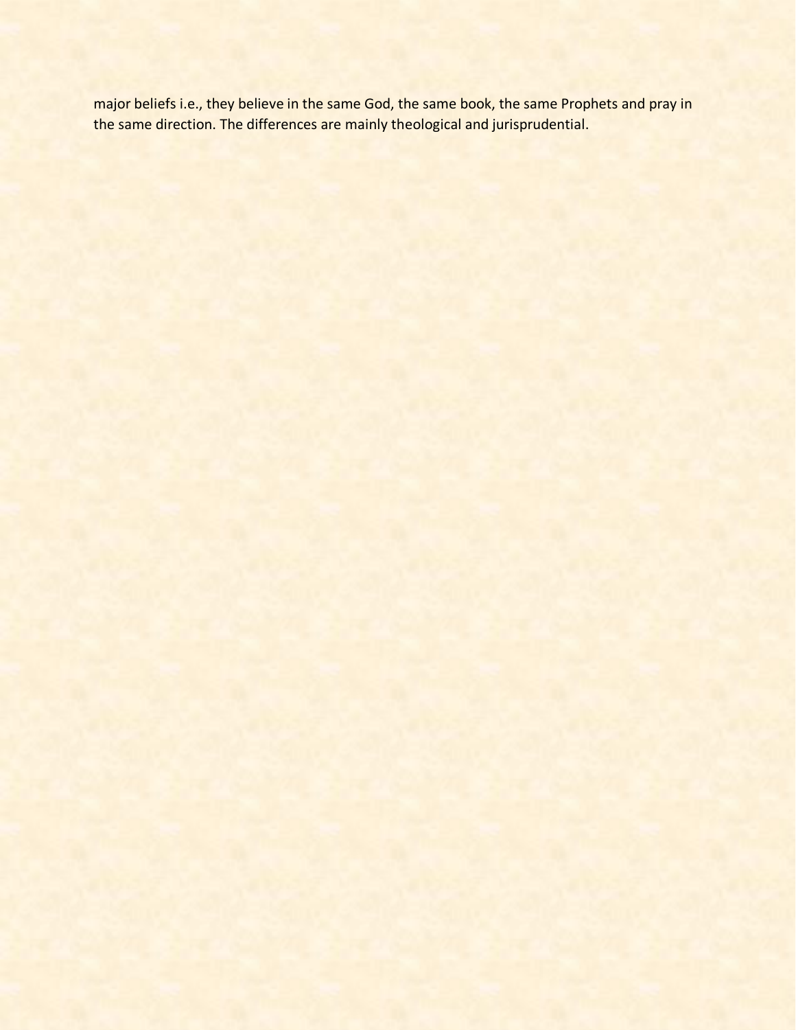major beliefs i.e., they believe in the same God, the same book, the same Prophets and pray in the same direction. The differences are mainly theological and jurisprudential.